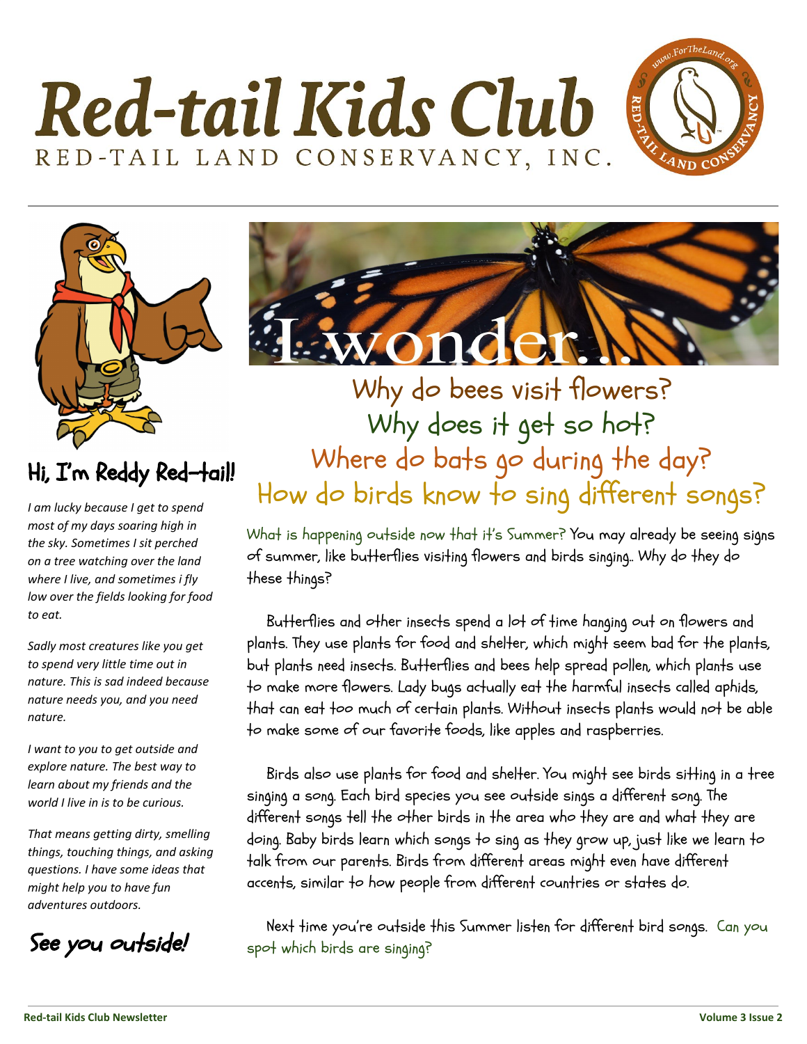# Red-tail Kids Club

RED-TAIL LAND CONSERVANCY, INC.

## Hi, I'm Reddy Red-tail!

*I am lucky because I get to spend most of my days soaring high in the sky. Sometimes I sit perched on a tree watching over the land where I live, and sometimes i fly low over the fields looking for food to eat.*

*Sadly most creatures like you get to spend very little time out in nature. This is sad indeed because nature needs you, and you need nature.*

*I want to you to get outside and explore nature. The best way to learn about my friends and the world I live in is to be curious.*

*That means getting dirty, smelling things, touching things, and asking questions. I have some ideas that might help you to have fun adventures outdoors.*

**See you outside!**

## I wonder...

### Why do bees visit flowers?
### Why does it get so hot?
### Where do bats go during the day?
### How do birds know to sing different songs?

What is happening outside now that it's Summer? You may already be seeing signs of summer, like butterflies visiting flowers and birds singing.. Why do they do these things?

Butterflies and other insects spend a lot of time hanging out on flowers and plants. They use plants for food and shelter, which might seem bad for the plants, but plants need insects. Butterflies and bees help spread pollen, which plants use to make more flowers. Lady bugs actually eat the harmful insects called aphids, that can eat too much of certain plants. Without insects plants would not be able to make some of our favorite foods, like apples and raspberries.

Birds also use plants for food and shelter. You might see birds sitting in a tree singing a song. Each bird species you see outside sings a different song. The different songs tell the other birds in the area who they are and what they are doing. Baby birds learn which songs to sing as they grow up, just like we learn to talk from our parents. Birds from different areas might even have different accents, similar to how people from different countries or states do.

Next time you're outside this Summer listen for different bird songs. Can you spot which birds are singing?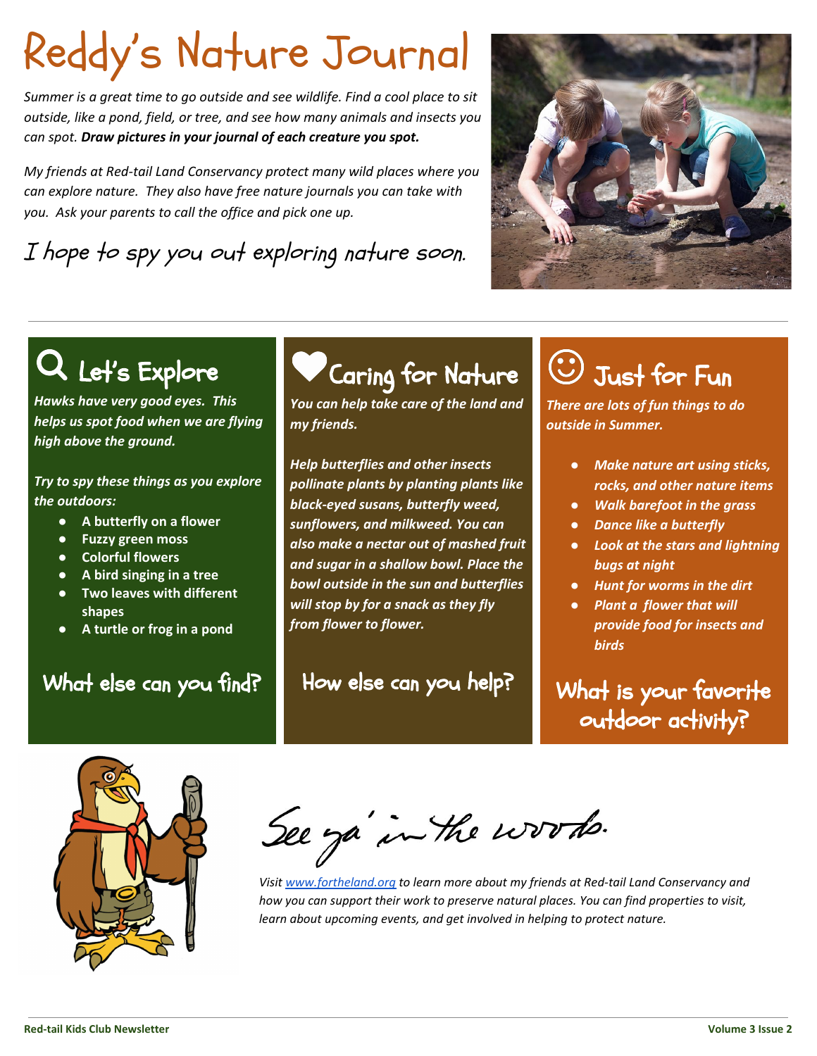# Reddy's Nature Journal

*Summer is a great time to go outside and see wildlife. Find a cool place to sit outside, like a pond, field, or tree, and see how many animals and insects you can spot.* ***Draw pictures in your journal of each creature you spot.***

*My friends at Red-tail Land Conservancy protect many wild places where you can explore nature. They also have free nature journals you can take with you. Ask your parents to call the office and pick one up.*

I hope to spy you out exploring nature soon.

## Let's Explore

***Hawks have very good eyes. This helps us spot food when we are flying high above the ground.***

***Try to spy these things as you explore the outdoors:***

- **A butterfly on a flower**
- **Fuzzy green moss**
- **Colorful flowers**
- **A bird singing in a tree**
- **Two leaves with different shapes**
- **A turtle or frog in a pond**

### What else can you find?

## Caring for Nature

***You can help take care of the land and my friends.***

***Help butterflies and other insects pollinate plants by planting plants like black-eyed susans, butterfly weed, sunflowers, and milkweed. You can also make a nectar out of mashed fruit and sugar in a shallow bowl. Place the bowl outside in the sun and butterflies will stop by for a snack as they fly from flower to flower.***

### How else can you help?

## Just for Fun

***There are lots of fun things to do outside in Summer.***

- ***Make nature art using sticks, rocks, and other nature items***
- ***Walk barefoot in the grass***
- ***Dance like a butterfly***
- ***Look at the stars and lightning bugs at night***
- ***Hunt for worms in the dirt***
- ***Plant a flower that will provide food for insects and birds***

### What is your favorite outdoor activity?

See ya' in the woods.

*Visit [www.fortheland.org](http://www.fortheland.org) to learn more about my friends at Red-tail Land Conservancy and how you can support their work to preserve natural places. You can find properties to visit, learn about upcoming events, and get involved in helping to protect nature.*